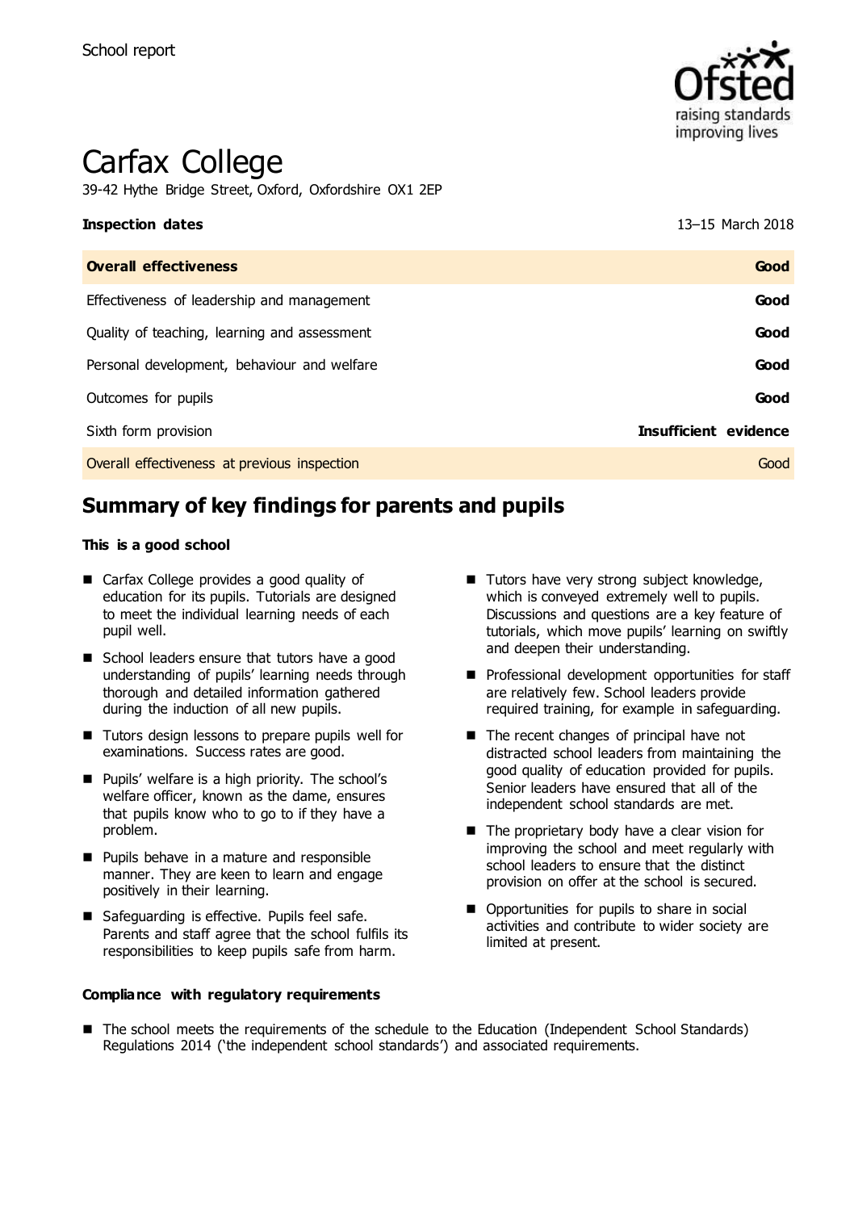School report

# Carfax College

39-42 Hythe Bridge Street, Oxford, Oxfordshire OX1 2EP

**Inspection dates** 13–15 March 2018

| Overall effectiveness | Good |
| --- | --- |
| Effectiveness of leadership and management | Good |
| Quality of teaching, learning and assessment | Good |
| Personal development, behaviour and welfare | Good |
| Outcomes for pupils | Good |
| Sixth form provision | Insufficient evidence |
| Overall effectiveness at previous inspection | Good |

## Summary of key findings for parents and pupils

**This is a good school**

- Carfax College provides a good quality of education for its pupils. Tutorials are designed to meet the individual learning needs of each pupil well.
- School leaders ensure that tutors have a good understanding of pupils' learning needs through thorough and detailed information gathered during the induction of all new pupils.
- Tutors design lessons to prepare pupils well for examinations. Success rates are good.
- Pupils' welfare is a high priority. The school's welfare officer, known as the dame, ensures that pupils know who to go to if they have a problem.
- Pupils behave in a mature and responsible manner. They are keen to learn and engage positively in their learning.
- Safeguarding is effective. Pupils feel safe. Parents and staff agree that the school fulfils its responsibilities to keep pupils safe from harm.
- Tutors have very strong subject knowledge, which is conveyed extremely well to pupils. Discussions and questions are a key feature of tutorials, which move pupils' learning on swiftly and deepen their understanding.
- Professional development opportunities for staff are relatively few. School leaders provide required training, for example in safeguarding.
- The recent changes of principal have not distracted school leaders from maintaining the good quality of education provided for pupils. Senior leaders have ensured that all of the independent school standards are met.
- The proprietary body have a clear vision for improving the school and meet regularly with school leaders to ensure that the distinct provision on offer at the school is secured.
- Opportunities for pupils to share in social activities and contribute to wider society are limited at present.

**Compliance with regulatory requirements**

- The school meets the requirements of the schedule to the Education (Independent School Standards) Regulations 2014 ('the independent school standards') and associated requirements.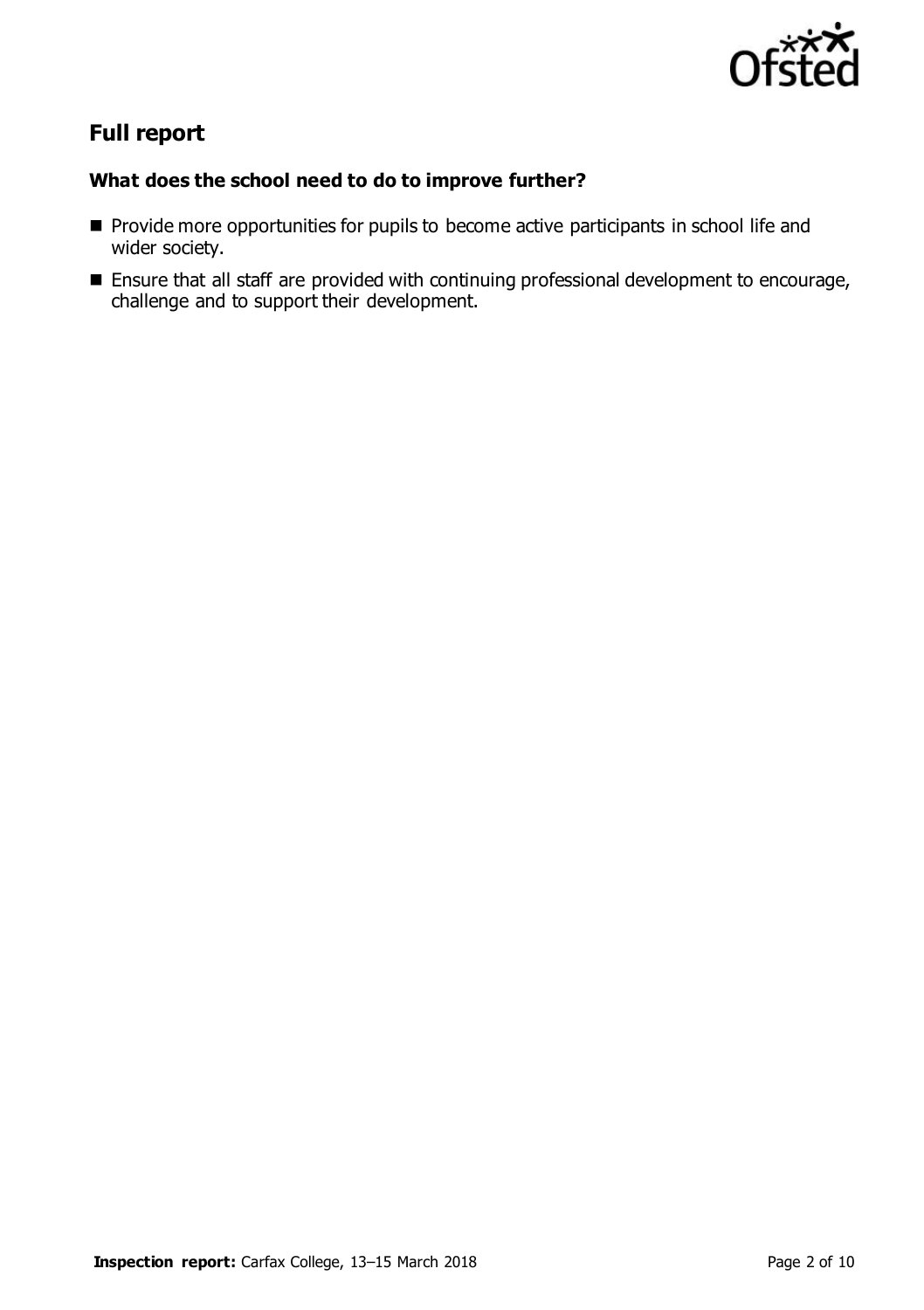## Full report

### What does the school need to do to improve further?

- Provide more opportunities for pupils to become active participants in school life and wider society.
- Ensure that all staff are provided with continuing professional development to encourage, challenge and to support their development.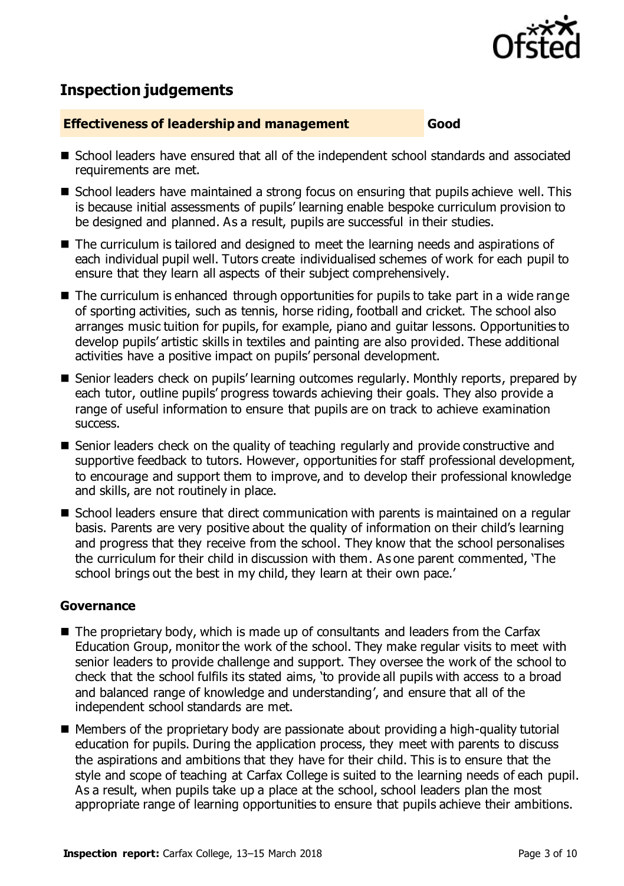## Inspection judgements

| **Effectiveness of leadership and management** | **Good** |
| --- | --- |

- School leaders have ensured that all of the independent school standards and associated requirements are met.
- School leaders have maintained a strong focus on ensuring that pupils achieve well. This is because initial assessments of pupils' learning enable bespoke curriculum provision to be designed and planned. As a result, pupils are successful in their studies.
- The curriculum is tailored and designed to meet the learning needs and aspirations of each individual pupil well. Tutors create individualised schemes of work for each pupil to ensure that they learn all aspects of their subject comprehensively.
- The curriculum is enhanced through opportunities for pupils to take part in a wide range of sporting activities, such as tennis, horse riding, football and cricket. The school also arranges music tuition for pupils, for example, piano and guitar lessons. Opportunities to develop pupils' artistic skills in textiles and painting are also provided. These additional activities have a positive impact on pupils' personal development.
- Senior leaders check on pupils' learning outcomes regularly. Monthly reports, prepared by each tutor, outline pupils' progress towards achieving their goals. They also provide a range of useful information to ensure that pupils are on track to achieve examination success.
- Senior leaders check on the quality of teaching regularly and provide constructive and supportive feedback to tutors. However, opportunities for staff professional development, to encourage and support them to improve, and to develop their professional knowledge and skills, are not routinely in place.
- School leaders ensure that direct communication with parents is maintained on a regular basis. Parents are very positive about the quality of information on their child's learning and progress that they receive from the school. They know that the school personalises the curriculum for their child in discussion with them. As one parent commented, 'The school brings out the best in my child, they learn at their own pace.'

### Governance

- The proprietary body, which is made up of consultants and leaders from the Carfax Education Group, monitor the work of the school. They make regular visits to meet with senior leaders to provide challenge and support. They oversee the work of the school to check that the school fulfils its stated aims, 'to provide all pupils with access to a broad and balanced range of knowledge and understanding', and ensure that all of the independent school standards are met.
- Members of the proprietary body are passionate about providing a high-quality tutorial education for pupils. During the application process, they meet with parents to discuss the aspirations and ambitions that they have for their child. This is to ensure that the style and scope of teaching at Carfax College is suited to the learning needs of each pupil. As a result, when pupils take up a place at the school, school leaders plan the most appropriate range of learning opportunities to ensure that pupils achieve their ambitions.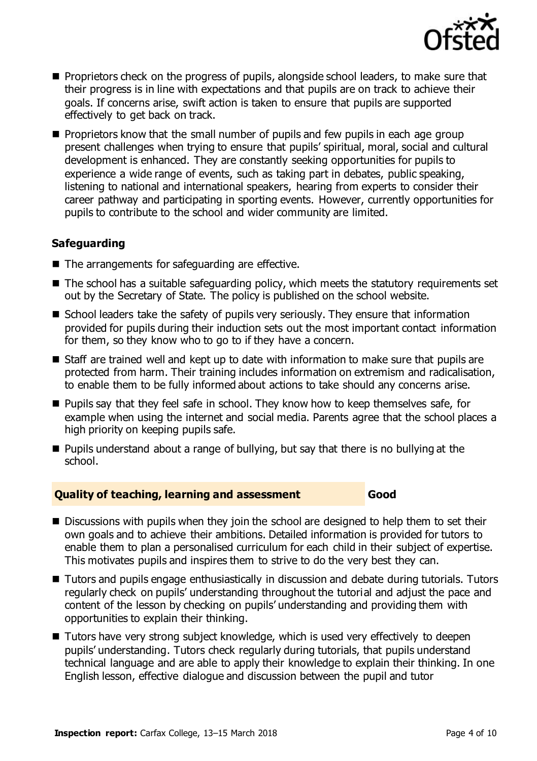- Proprietors check on the progress of pupils, alongside school leaders, to make sure that their progress is in line with expectations and that pupils are on track to achieve their goals. If concerns arise, swift action is taken to ensure that pupils are supported effectively to get back on track.
- Proprietors know that the small number of pupils and few pupils in each age group present challenges when trying to ensure that pupils' spiritual, moral, social and cultural development is enhanced. They are constantly seeking opportunities for pupils to experience a wide range of events, such as taking part in debates, public speaking, listening to national and international speakers, hearing from experts to consider their career pathway and participating in sporting events. However, currently opportunities for pupils to contribute to the school and wider community are limited.

### Safeguarding

- The arrangements for safeguarding are effective.
- The school has a suitable safeguarding policy, which meets the statutory requirements set out by the Secretary of State. The policy is published on the school website.
- School leaders take the safety of pupils very seriously. They ensure that information provided for pupils during their induction sets out the most important contact information for them, so they know who to go to if they have a concern.
- Staff are trained well and kept up to date with information to make sure that pupils are protected from harm. Their training includes information on extremism and radicalisation, to enable them to be fully informed about actions to take should any concerns arise.
- Pupils say that they feel safe in school. They know how to keep themselves safe, for example when using the internet and social media. Parents agree that the school places a high priority on keeping pupils safe.
- Pupils understand about a range of bullying, but say that there is no bullying at the school.

### Quality of teaching, learning and assessment — Good

- Discussions with pupils when they join the school are designed to help them to set their own goals and to achieve their ambitions. Detailed information is provided for tutors to enable them to plan a personalised curriculum for each child in their subject of expertise. This motivates pupils and inspires them to strive to do the very best they can.
- Tutors and pupils engage enthusiastically in discussion and debate during tutorials. Tutors regularly check on pupils' understanding throughout the tutorial and adjust the pace and content of the lesson by checking on pupils' understanding and providing them with opportunities to explain their thinking.
- Tutors have very strong subject knowledge, which is used very effectively to deepen pupils' understanding. Tutors check regularly during tutorials, that pupils understand technical language and are able to apply their knowledge to explain their thinking. In one English lesson, effective dialogue and discussion between the pupil and tutor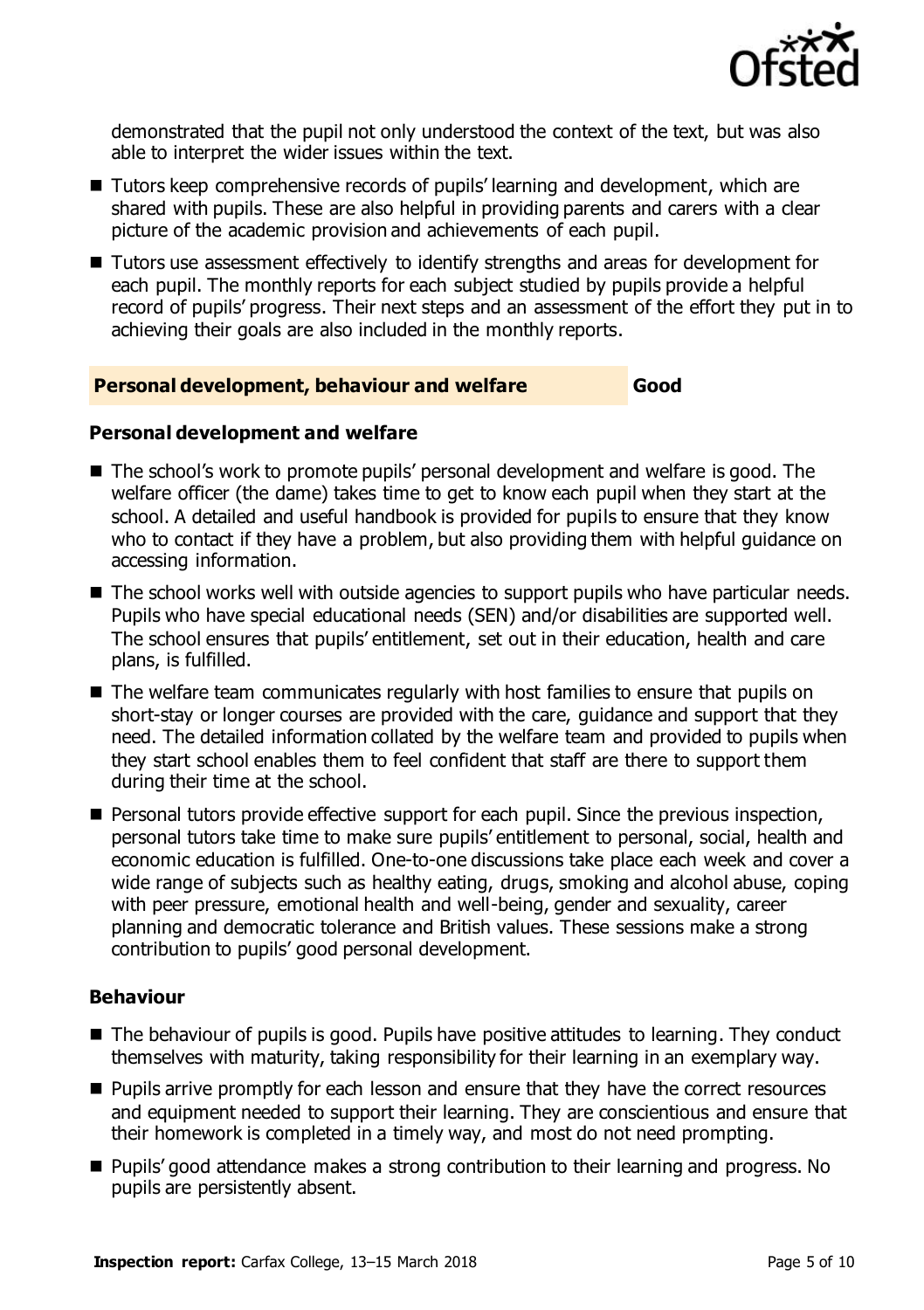demonstrated that the pupil not only understood the context of the text, but was also able to interpret the wider issues within the text.

- Tutors keep comprehensive records of pupils' learning and development, which are shared with pupils. These are also helpful in providing parents and carers with a clear picture of the academic provision and achievements of each pupil.
- Tutors use assessment effectively to identify strengths and areas for development for each pupil. The monthly reports for each subject studied by pupils provide a helpful record of pupils' progress. Their next steps and an assessment of the effort they put in to achieving their goals are also included in the monthly reports.

## Personal development, behaviour and welfare — Good

### Personal development and welfare

- The school's work to promote pupils' personal development and welfare is good. The welfare officer (the dame) takes time to get to know each pupil when they start at the school. A detailed and useful handbook is provided for pupils to ensure that they know who to contact if they have a problem, but also providing them with helpful guidance on accessing information.
- The school works well with outside agencies to support pupils who have particular needs. Pupils who have special educational needs (SEN) and/or disabilities are supported well. The school ensures that pupils' entitlement, set out in their education, health and care plans, is fulfilled.
- The welfare team communicates regularly with host families to ensure that pupils on short-stay or longer courses are provided with the care, guidance and support that they need. The detailed information collated by the welfare team and provided to pupils when they start school enables them to feel confident that staff are there to support them during their time at the school.
- Personal tutors provide effective support for each pupil. Since the previous inspection, personal tutors take time to make sure pupils' entitlement to personal, social, health and economic education is fulfilled. One-to-one discussions take place each week and cover a wide range of subjects such as healthy eating, drugs, smoking and alcohol abuse, coping with peer pressure, emotional health and well-being, gender and sexuality, career planning and democratic tolerance and British values. These sessions make a strong contribution to pupils' good personal development.

### Behaviour

- The behaviour of pupils is good. Pupils have positive attitudes to learning. They conduct themselves with maturity, taking responsibility for their learning in an exemplary way.
- Pupils arrive promptly for each lesson and ensure that they have the correct resources and equipment needed to support their learning. They are conscientious and ensure that their homework is completed in a timely way, and most do not need prompting.
- Pupils' good attendance makes a strong contribution to their learning and progress. No pupils are persistently absent.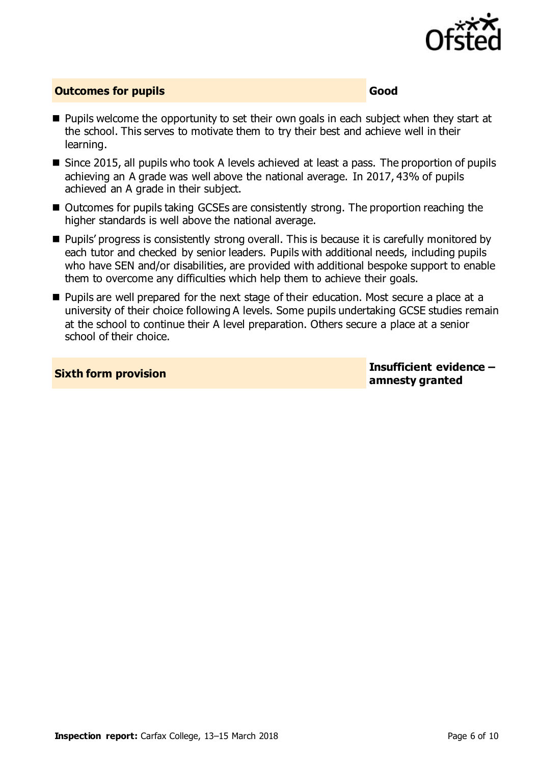## Outcomes for pupils — Good

- Pupils welcome the opportunity to set their own goals in each subject when they start at the school. This serves to motivate them to try their best and achieve well in their learning.
- Since 2015, all pupils who took A levels achieved at least a pass. The proportion of pupils achieving an A grade was well above the national average. In 2017, 43% of pupils achieved an A grade in their subject.
- Outcomes for pupils taking GCSEs are consistently strong. The proportion reaching the higher standards is well above the national average.
- Pupils' progress is consistently strong overall. This is because it is carefully monitored by each tutor and checked by senior leaders. Pupils with additional needs, including pupils who have SEN and/or disabilities, are provided with additional bespoke support to enable them to overcome any difficulties which help them to achieve their goals.
- Pupils are well prepared for the next stage of their education. Most secure a place at a university of their choice following A levels. Some pupils undertaking GCSE studies remain at the school to continue their A level preparation. Others secure a place at a senior school of their choice.

## Sixth form provision — Insufficient evidence – amnesty granted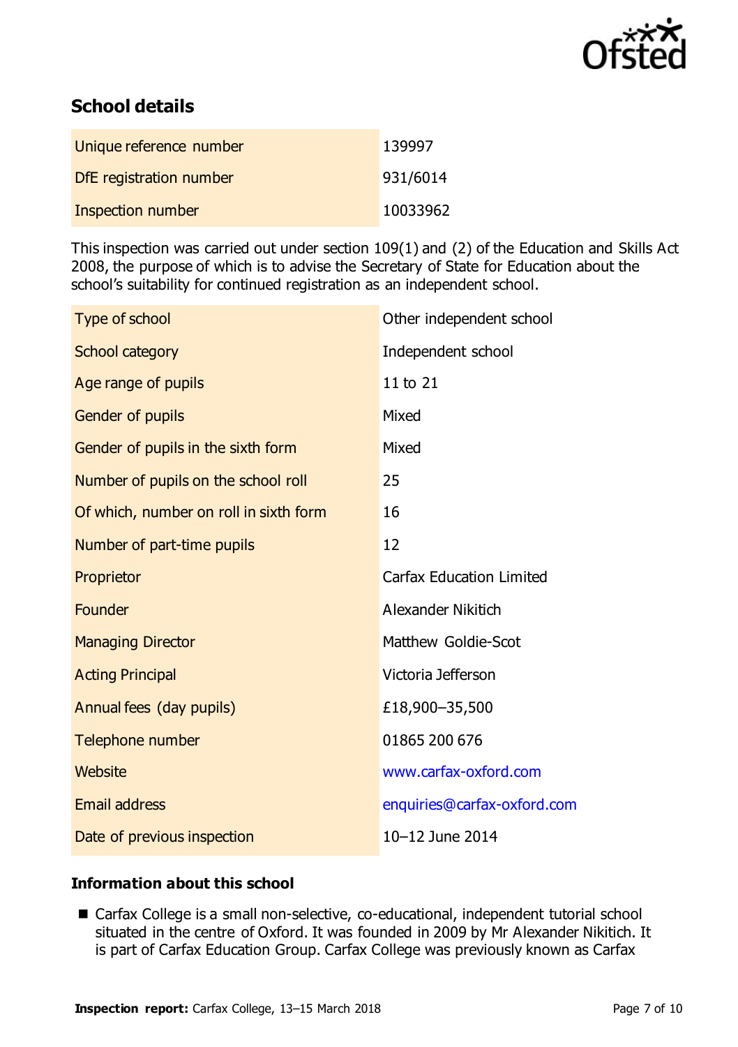## School details

| | |
|---|---|
| Unique reference number | 139997 |
| DfE registration number | 931/6014 |
| Inspection number | 10033962 |

This inspection was carried out under section 109(1) and (2) of the Education and Skills Act 2008, the purpose of which is to advise the Secretary of State for Education about the school's suitability for continued registration as an independent school.

| | |
|---|---|
| Type of school | Other independent school |
| School category | Independent school |
| Age range of pupils | 11 to 21 |
| Gender of pupils | Mixed |
| Gender of pupils in the sixth form | Mixed |
| Number of pupils on the school roll | 25 |
| Of which, number on roll in sixth form | 16 |
| Number of part-time pupils | 12 |
| Proprietor | Carfax Education Limited |
| Founder | Alexander Nikitich |
| Managing Director | Matthew Goldie-Scot |
| Acting Principal | Victoria Jefferson |
| Annual fees (day pupils) | £18,900–35,500 |
| Telephone number | 01865 200 676 |
| Website | www.carfax-oxford.com |
| Email address | enquiries@carfax-oxford.com |
| Date of previous inspection | 10–12 June 2014 |

### Information about this school

- Carfax College is a small non-selective, co-educational, independent tutorial school situated in the centre of Oxford. It was founded in 2009 by Mr Alexander Nikitich. It is part of Carfax Education Group. Carfax College was previously known as Carfax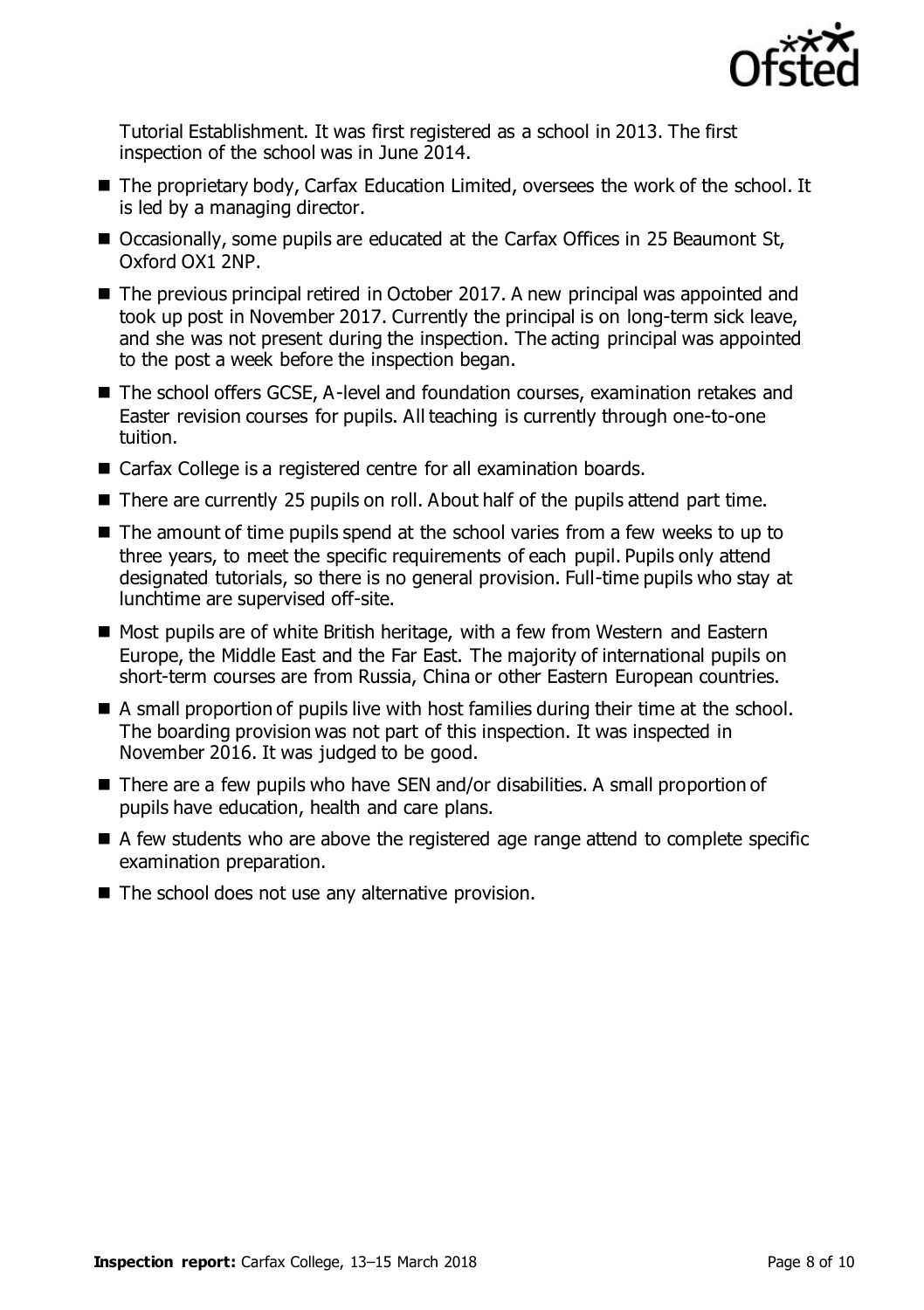Tutorial Establishment. It was first registered as a school in 2013. The first inspection of the school was in June 2014.

- The proprietary body, Carfax Education Limited, oversees the work of the school. It is led by a managing director.
- Occasionally, some pupils are educated at the Carfax Offices in 25 Beaumont St, Oxford OX1 2NP.
- The previous principal retired in October 2017. A new principal was appointed and took up post in November 2017. Currently the principal is on long-term sick leave, and she was not present during the inspection. The acting principal was appointed to the post a week before the inspection began.
- The school offers GCSE, A-level and foundation courses, examination retakes and Easter revision courses for pupils. All teaching is currently through one-to-one tuition.
- Carfax College is a registered centre for all examination boards.
- There are currently 25 pupils on roll. About half of the pupils attend part time.
- The amount of time pupils spend at the school varies from a few weeks to up to three years, to meet the specific requirements of each pupil. Pupils only attend designated tutorials, so there is no general provision. Full-time pupils who stay at lunchtime are supervised off-site.
- Most pupils are of white British heritage, with a few from Western and Eastern Europe, the Middle East and the Far East. The majority of international pupils on short-term courses are from Russia, China or other Eastern European countries.
- A small proportion of pupils live with host families during their time at the school. The boarding provision was not part of this inspection. It was inspected in November 2016. It was judged to be good.
- There are a few pupils who have SEN and/or disabilities. A small proportion of pupils have education, health and care plans.
- A few students who are above the registered age range attend to complete specific examination preparation.
- The school does not use any alternative provision.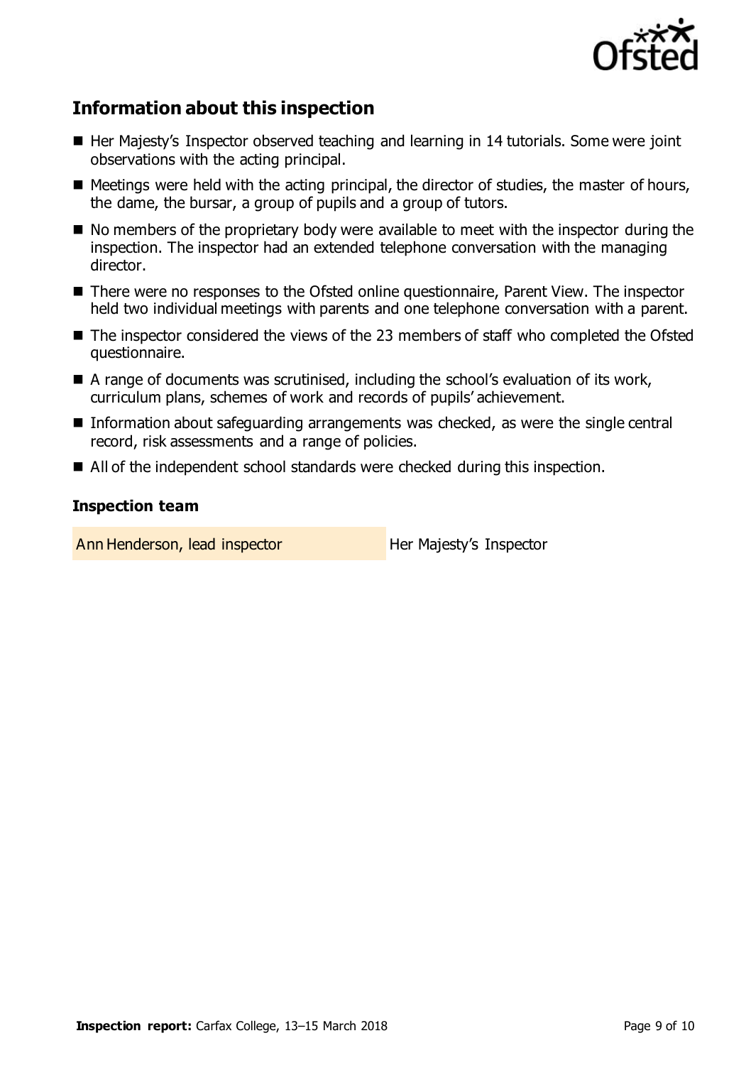## Information about this inspection

- Her Majesty's Inspector observed teaching and learning in 14 tutorials. Some were joint observations with the acting principal.
- Meetings were held with the acting principal, the director of studies, the master of hours, the dame, the bursar, a group of pupils and a group of tutors.
- No members of the proprietary body were available to meet with the inspector during the inspection. The inspector had an extended telephone conversation with the managing director.
- There were no responses to the Ofsted online questionnaire, Parent View. The inspector held two individual meetings with parents and one telephone conversation with a parent.
- The inspector considered the views of the 23 members of staff who completed the Ofsted questionnaire.
- A range of documents was scrutinised, including the school's evaluation of its work, curriculum plans, schemes of work and records of pupils' achievement.
- Information about safeguarding arrangements was checked, as were the single central record, risk assessments and a range of policies.
- All of the independent school standards were checked during this inspection.

### Inspection team

| | |
|---|---|
| Ann Henderson, lead inspector | Her Majesty's Inspector |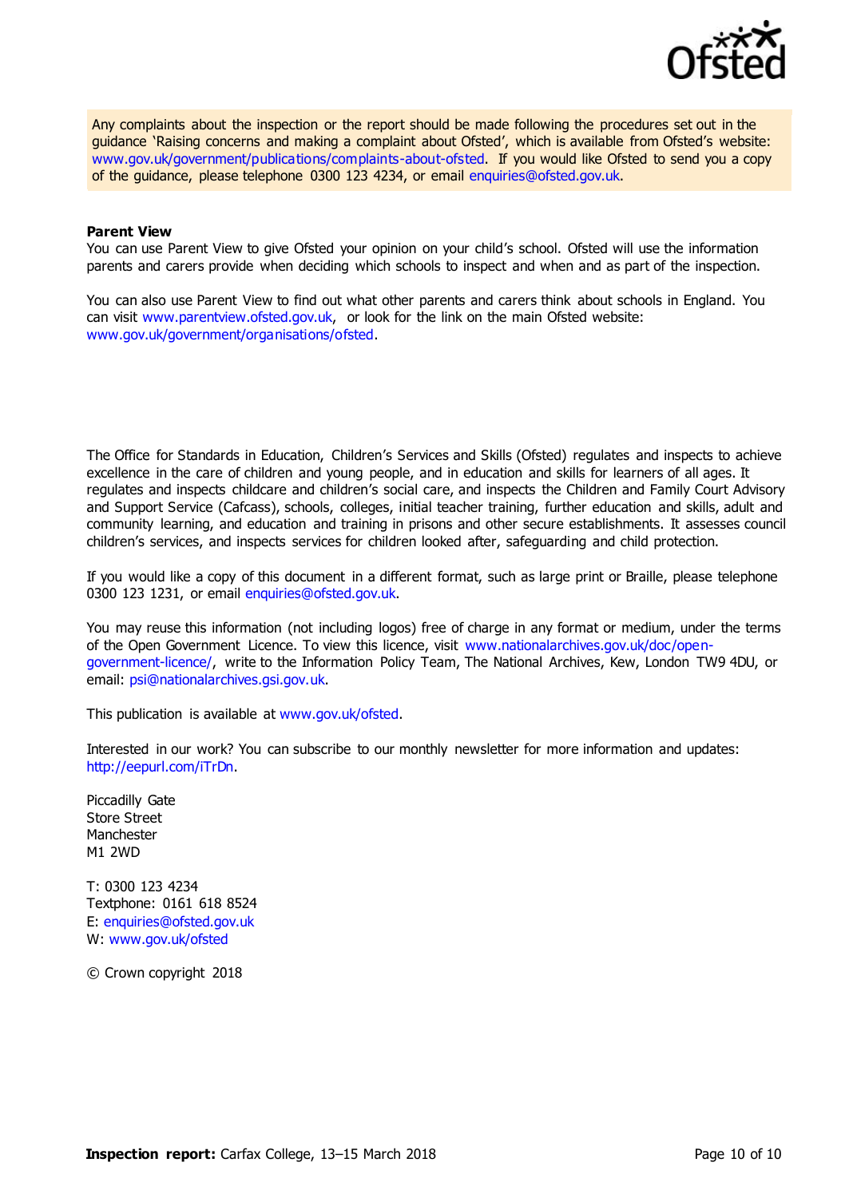Any complaints about the inspection or the report should be made following the procedures set out in the guidance 'Raising concerns and making a complaint about Ofsted', which is available from Ofsted's website: www.gov.uk/government/publications/complaints-about-ofsted. If you would like Ofsted to send you a copy of the guidance, please telephone 0300 123 4234, or email enquiries@ofsted.gov.uk.

**Parent View**

You can use Parent View to give Ofsted your opinion on your child's school. Ofsted will use the information parents and carers provide when deciding which schools to inspect and when and as part of the inspection.

You can also use Parent View to find out what other parents and carers think about schools in England. You can visit www.parentview.ofsted.gov.uk, or look for the link on the main Ofsted website: www.gov.uk/government/organisations/ofsted.

The Office for Standards in Education, Children's Services and Skills (Ofsted) regulates and inspects to achieve excellence in the care of children and young people, and in education and skills for learners of all ages. It regulates and inspects childcare and children's social care, and inspects the Children and Family Court Advisory and Support Service (Cafcass), schools, colleges, initial teacher training, further education and skills, adult and community learning, and education and training in prisons and other secure establishments. It assesses council children's services, and inspects services for children looked after, safeguarding and child protection.

If you would like a copy of this document in a different format, such as large print or Braille, please telephone 0300 123 1231, or email enquiries@ofsted.gov.uk.

You may reuse this information (not including logos) free of charge in any format or medium, under the terms of the Open Government Licence. To view this licence, visit www.nationalarchives.gov.uk/doc/open-government-licence/, write to the Information Policy Team, The National Archives, Kew, London TW9 4DU, or email: psi@nationalarchives.gsi.gov.uk.

This publication is available at www.gov.uk/ofsted.

Interested in our work? You can subscribe to our monthly newsletter for more information and updates: http://eepurl.com/iTrDn.

Piccadilly Gate
Store Street
Manchester
M1 2WD

T: 0300 123 4234
Textphone: 0161 618 8524
E: enquiries@ofsted.gov.uk
W: www.gov.uk/ofsted

© Crown copyright 2018